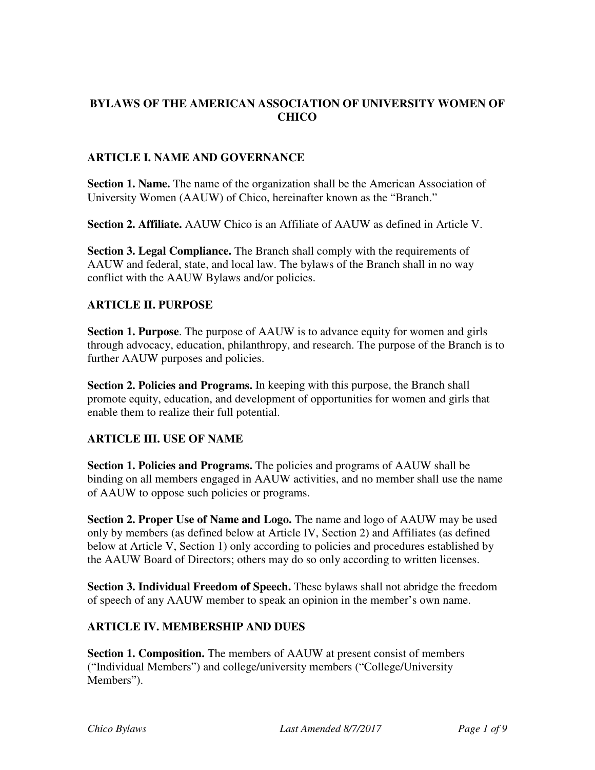# BYLAWS OF THE AMERICAN ASSOCIATION OF UNIVERSITY WOMEN OF CHICO

## ARTICLE I. NAME AND GOVERNANCE

**Section 1. Name.** The name of the organization shall be the American Association of University Women (AAUW) of Chico, hereinafter known as the "Branch."

**Section 2. Affiliate.** AAUW Chico is an Affiliate of AAUW as defined in Article V.

**Section 3. Legal Compliance.** The Branch shall comply with the requirements of AAUW and federal, state, and local law. The bylaws of the Branch shall in no way conflict with the AAUW Bylaws and/or policies.

## ARTICLE II. PURPOSE

**Section 1. Purpose**. The purpose of AAUW is to advance equity for women and girls through advocacy, education, philanthropy, and research. The purpose of the Branch is to further AAUW purposes and policies.

**Section 2. Policies and Programs.** In keeping with this purpose, the Branch shall promote equity, education, and development of opportunities for women and girls that enable them to realize their full potential.

## ARTICLE III. USE OF NAME

**Section 1. Policies and Programs.** The policies and programs of AAUW shall be binding on all members engaged in AAUW activities, and no member shall use the name of AAUW to oppose such policies or programs.

**Section 2. Proper Use of Name and Logo.** The name and logo of AAUW may be used only by members (as defined below at Article IV, Section 2) and Affiliates (as defined below at Article V, Section 1) only according to policies and procedures established by the AAUW Board of Directors; others may do so only according to written licenses.

**Section 3. Individual Freedom of Speech.** These bylaws shall not abridge the freedom of speech of any AAUW member to speak an opinion in the member's own name.

## ARTICLE IV. MEMBERSHIP AND DUES

**Section 1. Composition.** The members of AAUW at present consist of members ("Individual Members") and college/university members ("College/University Members").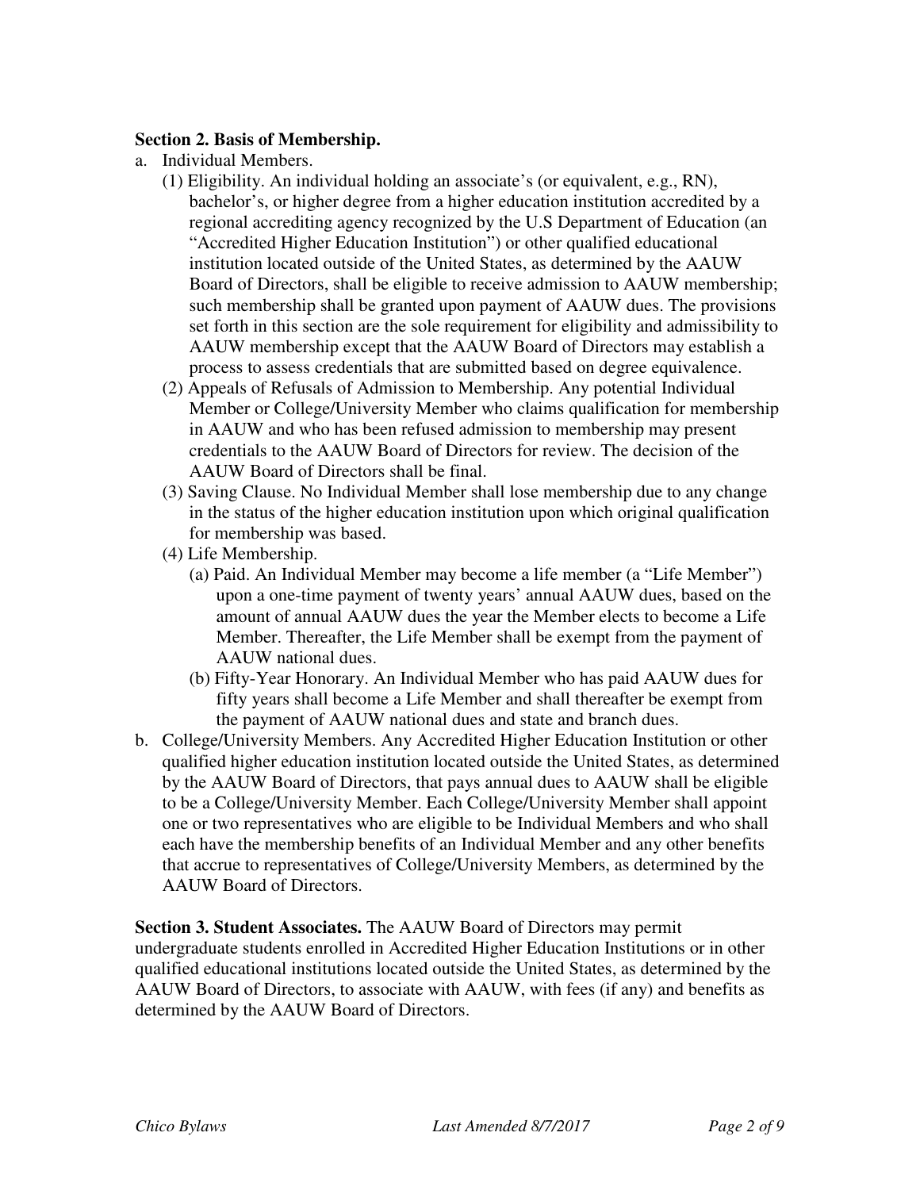**Section 2. Basis of Membership.**

a. Individual Members.

   (1) Eligibility. An individual holding an associate's (or equivalent, e.g., RN), bachelor's, or higher degree from a higher education institution accredited by a regional accrediting agency recognized by the U.S Department of Education (an "Accredited Higher Education Institution") or other qualified educational institution located outside of the United States, as determined by the AAUW Board of Directors, shall be eligible to receive admission to AAUW membership; such membership shall be granted upon payment of AAUW dues. The provisions set forth in this section are the sole requirement for eligibility and admissibility to AAUW membership except that the AAUW Board of Directors may establish a process to assess credentials that are submitted based on degree equivalence.

   (2) Appeals of Refusals of Admission to Membership. Any potential Individual Member or College/University Member who claims qualification for membership in AAUW and who has been refused admission to membership may present credentials to the AAUW Board of Directors for review. The decision of the AAUW Board of Directors shall be final.

   (3) Saving Clause. No Individual Member shall lose membership due to any change in the status of the higher education institution upon which original qualification for membership was based.

   (4) Life Membership.

      (a) Paid. An Individual Member may become a life member (a "Life Member") upon a one-time payment of twenty years' annual AAUW dues, based on the amount of annual AAUW dues the year the Member elects to become a Life Member. Thereafter, the Life Member shall be exempt from the payment of AAUW national dues.

      (b) Fifty-Year Honorary. An Individual Member who has paid AAUW dues for fifty years shall become a Life Member and shall thereafter be exempt from the payment of AAUW national dues and state and branch dues.

b. College/University Members. Any Accredited Higher Education Institution or other qualified higher education institution located outside the United States, as determined by the AAUW Board of Directors, that pays annual dues to AAUW shall be eligible to be a College/University Member. Each College/University Member shall appoint one or two representatives who are eligible to be Individual Members and who shall each have the membership benefits of an Individual Member and any other benefits that accrue to representatives of College/University Members, as determined by the AAUW Board of Directors.

**Section 3. Student Associates.** The AAUW Board of Directors may permit undergraduate students enrolled in Accredited Higher Education Institutions or in other qualified educational institutions located outside the United States, as determined by the AAUW Board of Directors, to associate with AAUW, with fees (if any) and benefits as determined by the AAUW Board of Directors.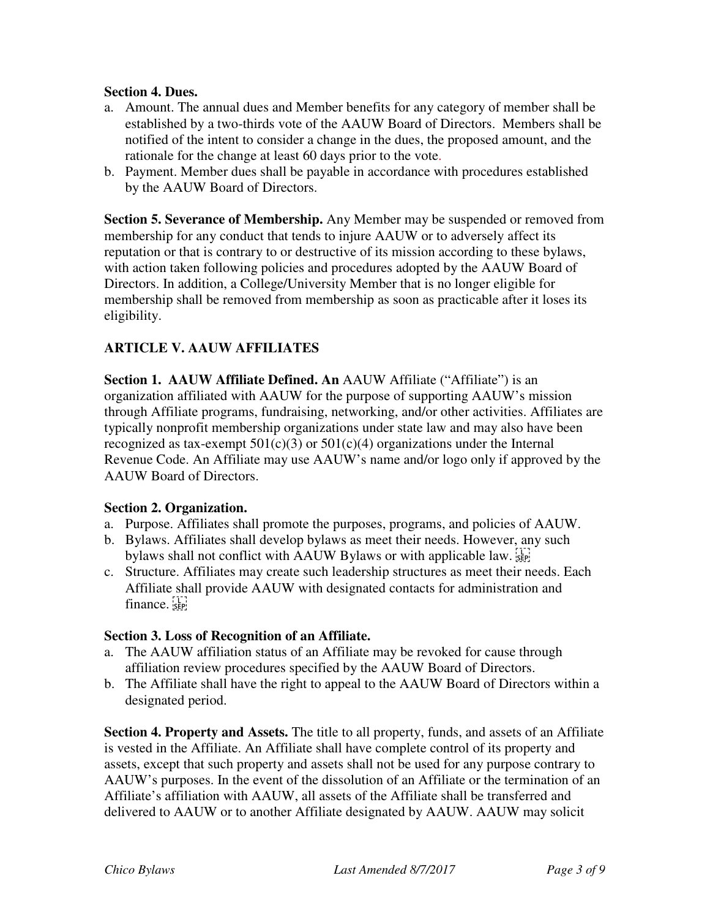**Section 4. Dues.**

a. Amount. The annual dues and Member benefits for any category of member shall be established by a two-thirds vote of the AAUW Board of Directors. Members shall be notified of the intent to consider a change in the dues, the proposed amount, and the rationale for the change at least 60 days prior to the vote.
b. Payment. Member dues shall be payable in accordance with procedures established by the AAUW Board of Directors.

**Section 5. Severance of Membership.** Any Member may be suspended or removed from membership for any conduct that tends to injure AAUW or to adversely affect its reputation or that is contrary to or destructive of its mission according to these bylaws, with action taken following policies and procedures adopted by the AAUW Board of Directors. In addition, a College/University Member that is no longer eligible for membership shall be removed from membership as soon as practicable after it loses its eligibility.

## ARTICLE V. AAUW AFFILIATES

**Section 1. AAUW Affiliate Defined. An** AAUW Affiliate ("Affiliate") is an organization affiliated with AAUW for the purpose of supporting AAUW's mission through Affiliate programs, fundraising, networking, and/or other activities. Affiliates are typically nonprofit membership organizations under state law and may also have been recognized as tax-exempt 501(c)(3) or 501(c)(4) organizations under the Internal Revenue Code. An Affiliate may use AAUW's name and/or logo only if approved by the AAUW Board of Directors.

**Section 2. Organization.**

a. Purpose. Affiliates shall promote the purposes, programs, and policies of AAUW.
b. Bylaws. Affiliates shall develop bylaws as meet their needs. However, any such bylaws shall not conflict with AAUW Bylaws or with applicable law.
c. Structure. Affiliates may create such leadership structures as meet their needs. Each Affiliate shall provide AAUW with designated contacts for administration and finance.

**Section 3. Loss of Recognition of an Affiliate.**

a. The AAUW affiliation status of an Affiliate may be revoked for cause through affiliation review procedures specified by the AAUW Board of Directors.
b. The Affiliate shall have the right to appeal to the AAUW Board of Directors within a designated period.

**Section 4. Property and Assets.** The title to all property, funds, and assets of an Affiliate is vested in the Affiliate. An Affiliate shall have complete control of its property and assets, except that such property and assets shall not be used for any purpose contrary to AAUW's purposes. In the event of the dissolution of an Affiliate or the termination of an Affiliate's affiliation with AAUW, all assets of the Affiliate shall be transferred and delivered to AAUW or to another Affiliate designated by AAUW. AAUW may solicit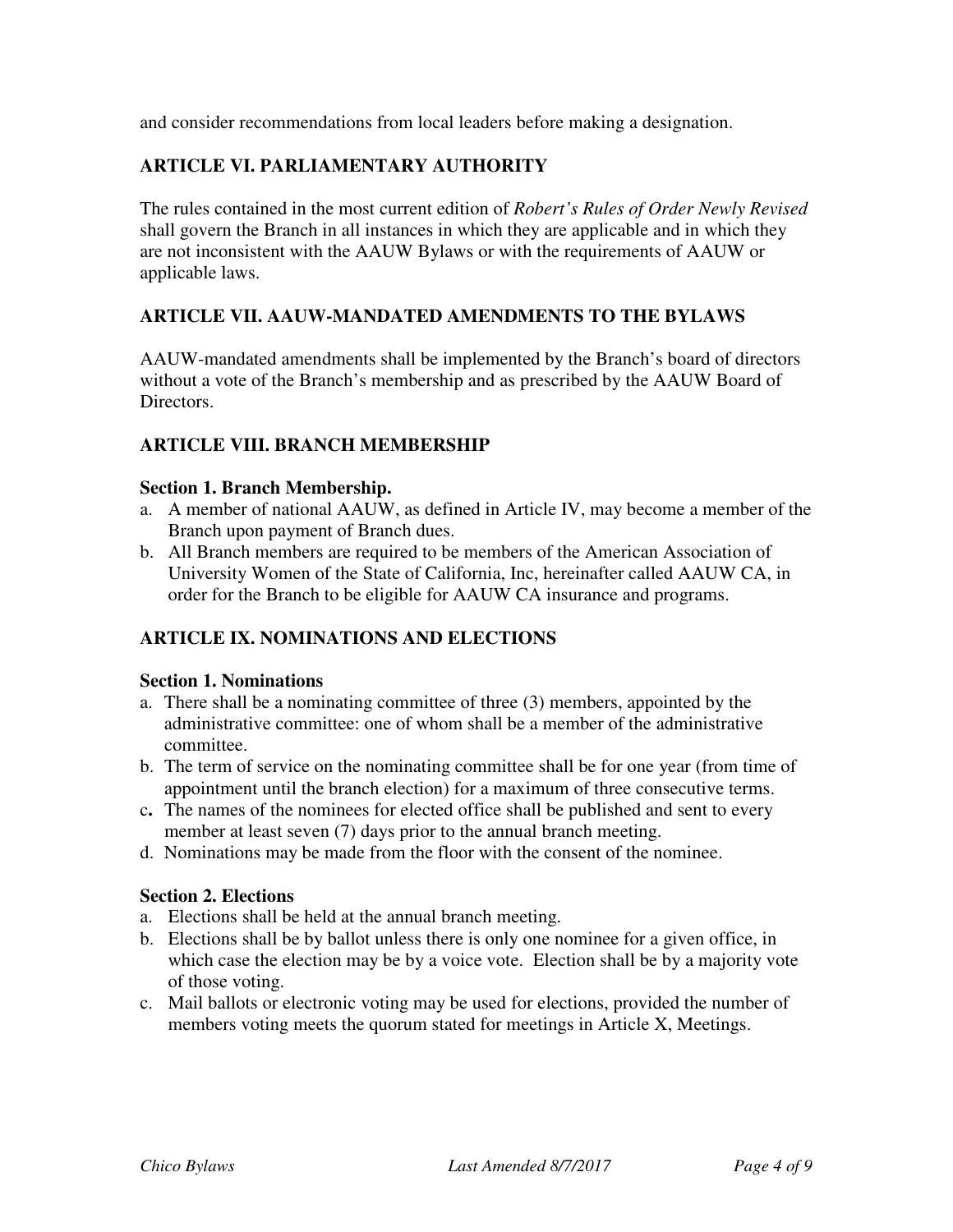and consider recommendations from local leaders before making a designation.

## ARTICLE VI. PARLIAMENTARY AUTHORITY

The rules contained in the most current edition of *Robert's Rules of Order Newly Revised* shall govern the Branch in all instances in which they are applicable and in which they are not inconsistent with the AAUW Bylaws or with the requirements of AAUW or applicable laws.

## ARTICLE VII. AAUW-MANDATED AMENDMENTS TO THE BYLAWS

AAUW-mandated amendments shall be implemented by the Branch's board of directors without a vote of the Branch's membership and as prescribed by the AAUW Board of Directors.

## ARTICLE VIII. BRANCH MEMBERSHIP

### Section 1. Branch Membership.

a. A member of national AAUW, as defined in Article IV, may become a member of the Branch upon payment of Branch dues.
b. All Branch members are required to be members of the American Association of University Women of the State of California, Inc, hereinafter called AAUW CA, in order for the Branch to be eligible for AAUW CA insurance and programs.

## ARTICLE IX. NOMINATIONS AND ELECTIONS

### Section 1. Nominations

a. There shall be a nominating committee of three (3) members, appointed by the administrative committee: one of whom shall be a member of the administrative committee.
b. The term of service on the nominating committee shall be for one year (from time of appointment until the branch election) for a maximum of three consecutive terms.
c. The names of the nominees for elected office shall be published and sent to every member at least seven (7) days prior to the annual branch meeting.
d. Nominations may be made from the floor with the consent of the nominee.

### Section 2. Elections

a. Elections shall be held at the annual branch meeting.
b. Elections shall be by ballot unless there is only one nominee for a given office, in which case the election may be by a voice vote. Election shall be by a majority vote of those voting.
c. Mail ballots or electronic voting may be used for elections, provided the number of members voting meets the quorum stated for meetings in Article X, Meetings.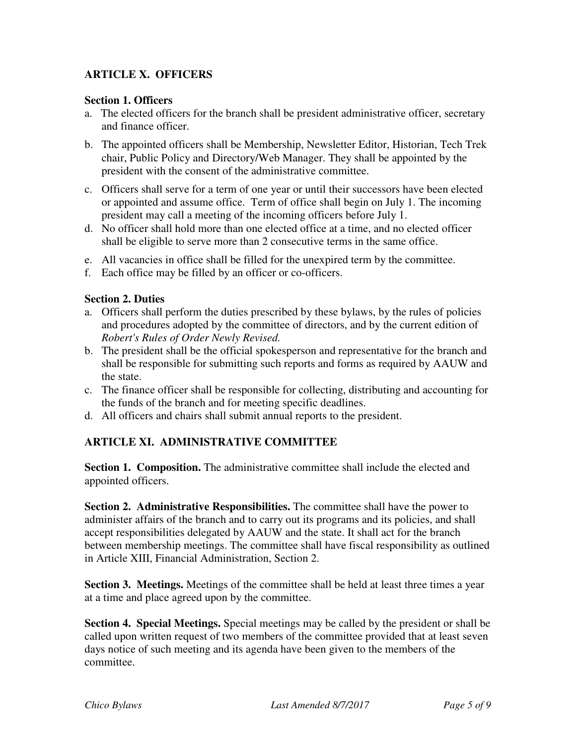## ARTICLE X. OFFICERS

### Section 1. Officers

a. The elected officers for the branch shall be president administrative officer, secretary and finance officer.

b. The appointed officers shall be Membership, Newsletter Editor, Historian, Tech Trek chair, Public Policy and Directory/Web Manager. They shall be appointed by the president with the consent of the administrative committee.

c. Officers shall serve for a term of one year or until their successors have been elected or appointed and assume office. Term of office shall begin on July 1. The incoming president may call a meeting of the incoming officers before July 1.

d. No officer shall hold more than one elected office at a time, and no elected officer shall be eligible to serve more than 2 consecutive terms in the same office.

e. All vacancies in office shall be filled for the unexpired term by the committee.

f. Each office may be filled by an officer or co-officers.

### Section 2. Duties

a. Officers shall perform the duties prescribed by these bylaws, by the rules of policies and procedures adopted by the committee of directors, and by the current edition of *Robert's Rules of Order Newly Revised.*

b. The president shall be the official spokesperson and representative for the branch and shall be responsible for submitting such reports and forms as required by AAUW and the state.

c. The finance officer shall be responsible for collecting, distributing and accounting for the funds of the branch and for meeting specific deadlines.

d. All officers and chairs shall submit annual reports to the president.

## ARTICLE XI. ADMINISTRATIVE COMMITTEE

**Section 1. Composition.** The administrative committee shall include the elected and appointed officers.

**Section 2. Administrative Responsibilities.** The committee shall have the power to administer affairs of the branch and to carry out its programs and its policies, and shall accept responsibilities delegated by AAUW and the state. It shall act for the branch between membership meetings. The committee shall have fiscal responsibility as outlined in Article XIII, Financial Administration, Section 2.

**Section 3. Meetings.** Meetings of the committee shall be held at least three times a year at a time and place agreed upon by the committee.

**Section 4. Special Meetings.** Special meetings may be called by the president or shall be called upon written request of two members of the committee provided that at least seven days notice of such meeting and its agenda have been given to the members of the committee.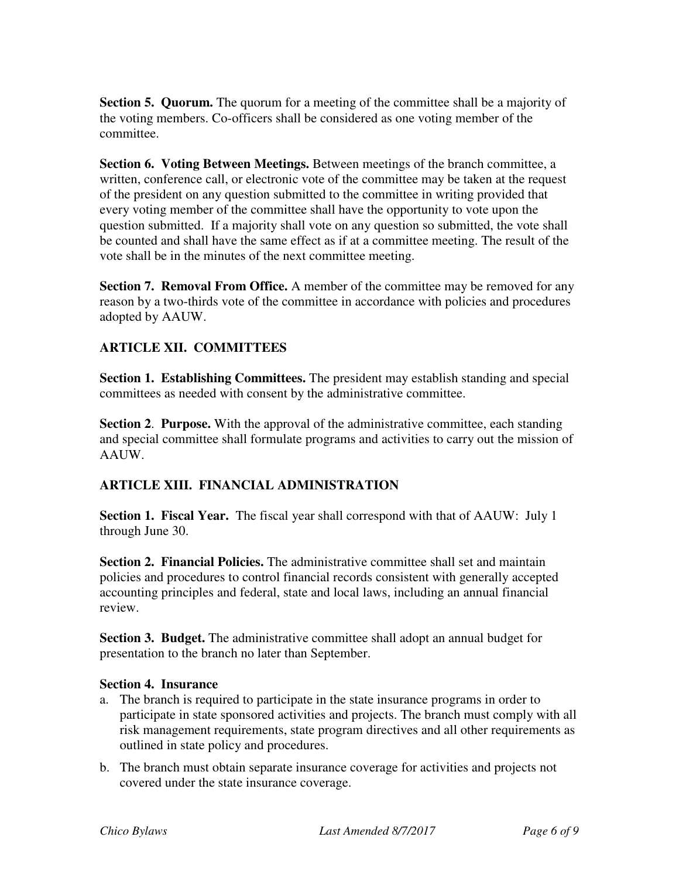**Section 5. Quorum.** The quorum for a meeting of the committee shall be a majority of the voting members. Co-officers shall be considered as one voting member of the committee.

**Section 6. Voting Between Meetings.** Between meetings of the branch committee, a written, conference call, or electronic vote of the committee may be taken at the request of the president on any question submitted to the committee in writing provided that every voting member of the committee shall have the opportunity to vote upon the question submitted. If a majority shall vote on any question so submitted, the vote shall be counted and shall have the same effect as if at a committee meeting. The result of the vote shall be in the minutes of the next committee meeting.

**Section 7. Removal From Office.** A member of the committee may be removed for any reason by a two-thirds vote of the committee in accordance with policies and procedures adopted by AAUW.

## ARTICLE XII. COMMITTEES

**Section 1. Establishing Committees.** The president may establish standing and special committees as needed with consent by the administrative committee.

**Section 2. Purpose.** With the approval of the administrative committee, each standing and special committee shall formulate programs and activities to carry out the mission of AAUW.

## ARTICLE XIII. FINANCIAL ADMINISTRATION

**Section 1. Fiscal Year.** The fiscal year shall correspond with that of AAUW: July 1 through June 30.

**Section 2. Financial Policies.** The administrative committee shall set and maintain policies and procedures to control financial records consistent with generally accepted accounting principles and federal, state and local laws, including an annual financial review.

**Section 3. Budget.** The administrative committee shall adopt an annual budget for presentation to the branch no later than September.

**Section 4. Insurance**

a. The branch is required to participate in the state insurance programs in order to participate in state sponsored activities and projects. The branch must comply with all risk management requirements, state program directives and all other requirements as outlined in state policy and procedures.

b. The branch must obtain separate insurance coverage for activities and projects not covered under the state insurance coverage.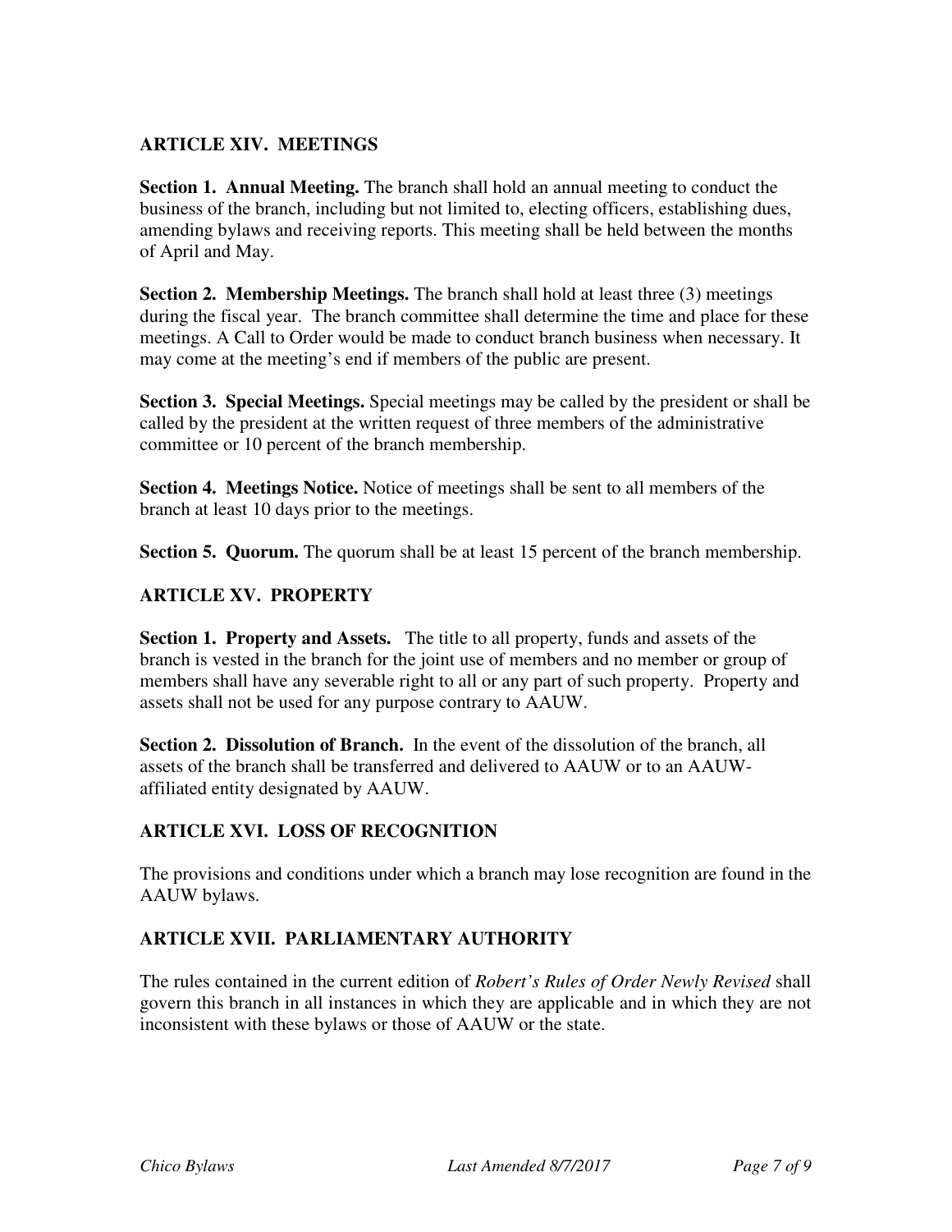## ARTICLE XIV. MEETINGS

**Section 1. Annual Meeting.** The branch shall hold an annual meeting to conduct the business of the branch, including but not limited to, electing officers, establishing dues, amending bylaws and receiving reports. This meeting shall be held between the months of April and May.

**Section 2. Membership Meetings.** The branch shall hold at least three (3) meetings during the fiscal year. The branch committee shall determine the time and place for these meetings. A Call to Order would be made to conduct branch business when necessary. It may come at the meeting's end if members of the public are present.

**Section 3. Special Meetings.** Special meetings may be called by the president or shall be called by the president at the written request of three members of the administrative committee or 10 percent of the branch membership.

**Section 4. Meetings Notice.** Notice of meetings shall be sent to all members of the branch at least 10 days prior to the meetings.

**Section 5. Quorum.** The quorum shall be at least 15 percent of the branch membership.

## ARTICLE XV. PROPERTY

**Section 1. Property and Assets.** The title to all property, funds and assets of the branch is vested in the branch for the joint use of members and no member or group of members shall have any severable right to all or any part of such property. Property and assets shall not be used for any purpose contrary to AAUW.

**Section 2. Dissolution of Branch.** In the event of the dissolution of the branch, all assets of the branch shall be transferred and delivered to AAUW or to an AAUW-affiliated entity designated by AAUW.

## ARTICLE XVI. LOSS OF RECOGNITION

The provisions and conditions under which a branch may lose recognition are found in the AAUW bylaws.

## ARTICLE XVII. PARLIAMENTARY AUTHORITY

The rules contained in the current edition of *Robert's Rules of Order Newly Revised* shall govern this branch in all instances in which they are applicable and in which they are not inconsistent with these bylaws or those of AAUW or the state.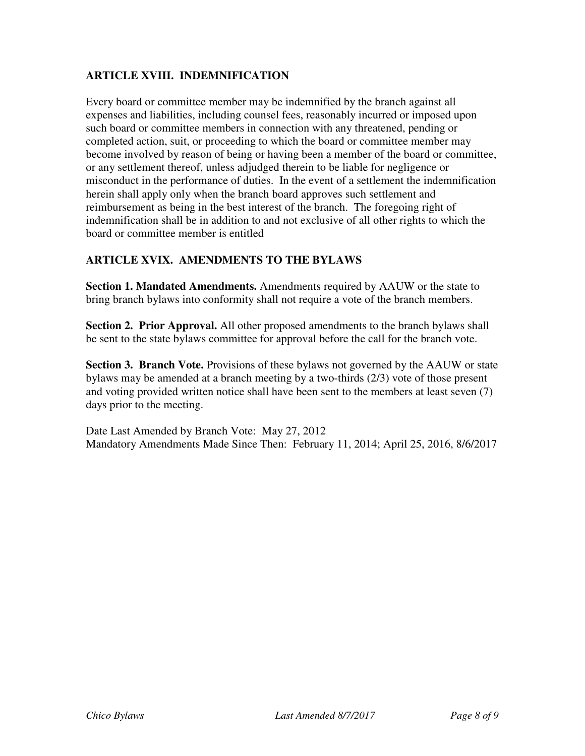## ARTICLE XVIII. INDEMNIFICATION

Every board or committee member may be indemnified by the branch against all expenses and liabilities, including counsel fees, reasonably incurred or imposed upon such board or committee members in connection with any threatened, pending or completed action, suit, or proceeding to which the board or committee member may become involved by reason of being or having been a member of the board or committee, or any settlement thereof, unless adjudged therein to be liable for negligence or misconduct in the performance of duties. In the event of a settlement the indemnification herein shall apply only when the branch board approves such settlement and reimbursement as being in the best interest of the branch. The foregoing right of indemnification shall be in addition to and not exclusive of all other rights to which the board or committee member is entitled

## ARTICLE XVIX. AMENDMENTS TO THE BYLAWS

**Section 1. Mandated Amendments.** Amendments required by AAUW or the state to bring branch bylaws into conformity shall not require a vote of the branch members.

**Section 2. Prior Approval.** All other proposed amendments to the branch bylaws shall be sent to the state bylaws committee for approval before the call for the branch vote.

**Section 3. Branch Vote.** Provisions of these bylaws not governed by the AAUW or state bylaws may be amended at a branch meeting by a two-thirds (2/3) vote of those present and voting provided written notice shall have been sent to the members at least seven (7) days prior to the meeting.

Date Last Amended by Branch Vote: May 27, 2012
Mandatory Amendments Made Since Then: February 11, 2014; April 25, 2016, 8/6/2017